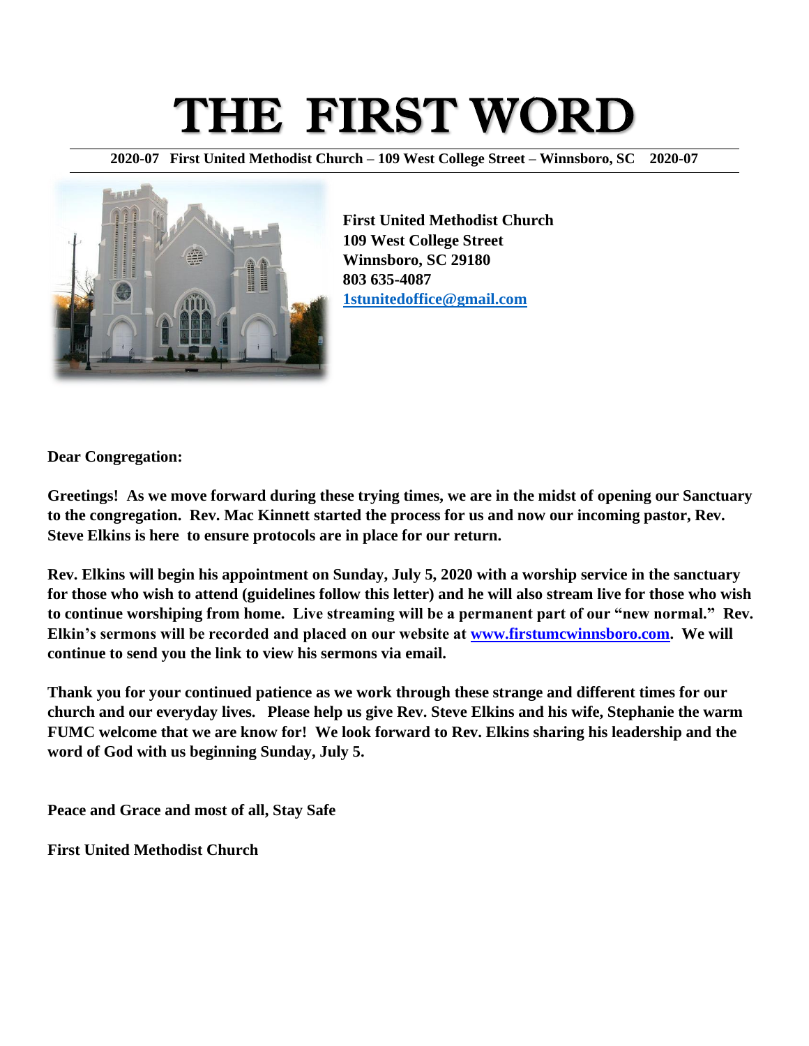# THE FIRST WORD

**2020-07 First United Methodist Church – 109 West College Street – Winnsboro, SC 2020-07**

**First United Methodist Church**
**109 West College Street**
**Winnsboro, SC 29180**
**803 635-4087**
**1stunitedoffice@gmail.com**

**Dear Congregation:**

**Greetings! As we move forward during these trying times, we are in the midst of opening our Sanctuary to the congregation. Rev. Mac Kinnett started the process for us and now our incoming pastor, Rev. Steve Elkins is here to ensure protocols are in place for our return.**

**Rev. Elkins will begin his appointment on Sunday, July 5, 2020 with a worship service in the sanctuary for those who wish to attend (guidelines follow this letter) and he will also stream live for those who wish to continue worshiping from home. Live streaming will be a permanent part of our "new normal." Rev. Elkin's sermons will be recorded and placed on our website at www.firstumcwinnsboro.com. We will continue to send you the link to view his sermons via email.**

**Thank you for your continued patience as we work through these strange and different times for our church and our everyday lives. Please help us give Rev. Steve Elkins and his wife, Stephanie the warm FUMC welcome that we are know for! We look forward to Rev. Elkins sharing his leadership and the word of God with us beginning Sunday, July 5.**

**Peace and Grace and most of all, Stay Safe**

**First United Methodist Church**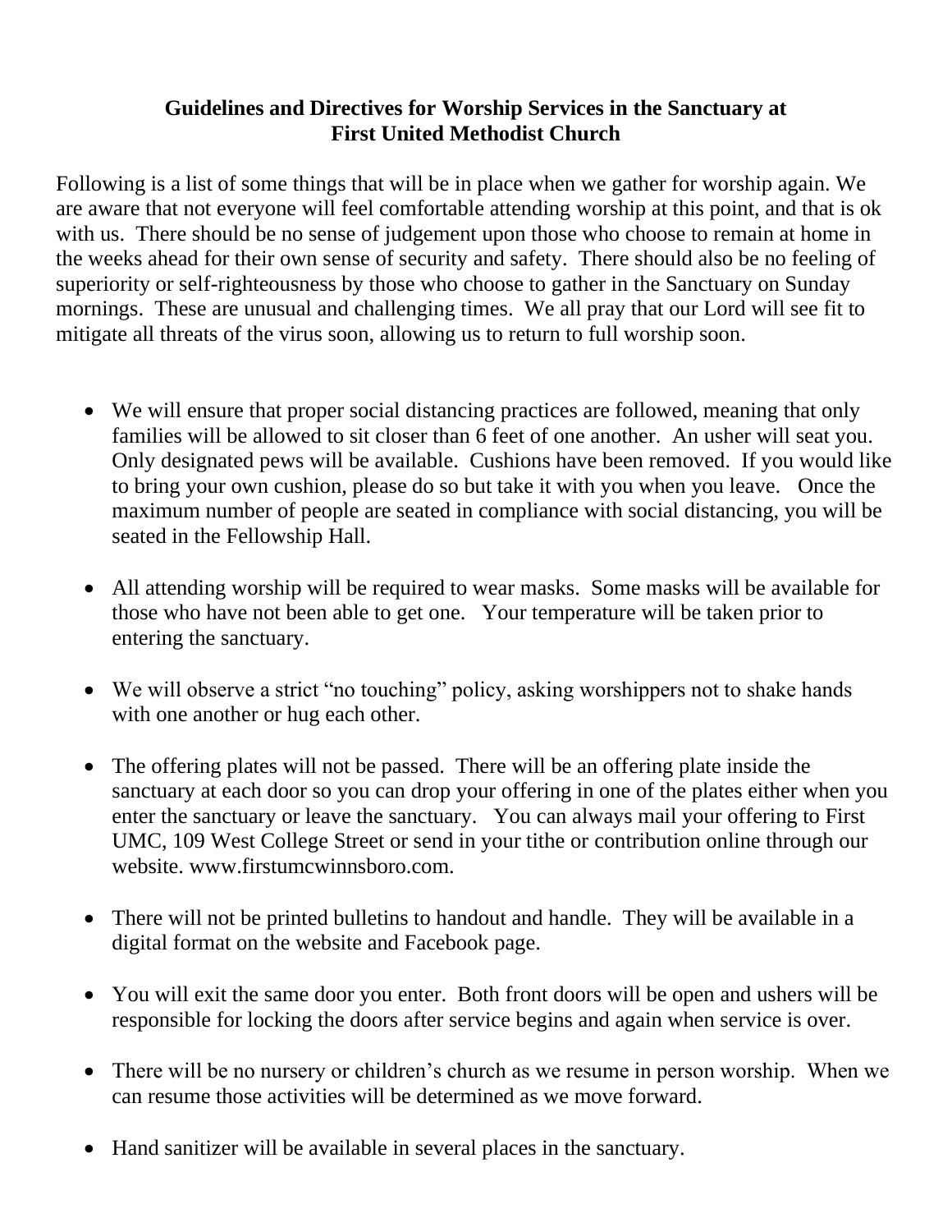**Guidelines and Directives for Worship Services in the Sanctuary at First United Methodist Church**

Following is a list of some things that will be in place when we gather for worship again. We are aware that not everyone will feel comfortable attending worship at this point, and that is ok with us. There should be no sense of judgement upon those who choose to remain at home in the weeks ahead for their own sense of security and safety. There should also be no feeling of superiority or self-righteousness by those who choose to gather in the Sanctuary on Sunday mornings. These are unusual and challenging times. We all pray that our Lord will see fit to mitigate all threats of the virus soon, allowing us to return to full worship soon.

- We will ensure that proper social distancing practices are followed, meaning that only families will be allowed to sit closer than 6 feet of one another. An usher will seat you. Only designated pews will be available. Cushions have been removed. If you would like to bring your own cushion, please do so but take it with you when you leave. Once the maximum number of people are seated in compliance with social distancing, you will be seated in the Fellowship Hall.
- All attending worship will be required to wear masks. Some masks will be available for those who have not been able to get one. Your temperature will be taken prior to entering the sanctuary.
- We will observe a strict "no touching" policy, asking worshippers not to shake hands with one another or hug each other.
- The offering plates will not be passed. There will be an offering plate inside the sanctuary at each door so you can drop your offering in one of the plates either when you enter the sanctuary or leave the sanctuary. You can always mail your offering to First UMC, 109 West College Street or send in your tithe or contribution online through our website. www.firstumcwinnsboro.com.
- There will not be printed bulletins to handout and handle. They will be available in a digital format on the website and Facebook page.
- You will exit the same door you enter. Both front doors will be open and ushers will be responsible for locking the doors after service begins and again when service is over.
- There will be no nursery or children's church as we resume in person worship. When we can resume those activities will be determined as we move forward.
- Hand sanitizer will be available in several places in the sanctuary.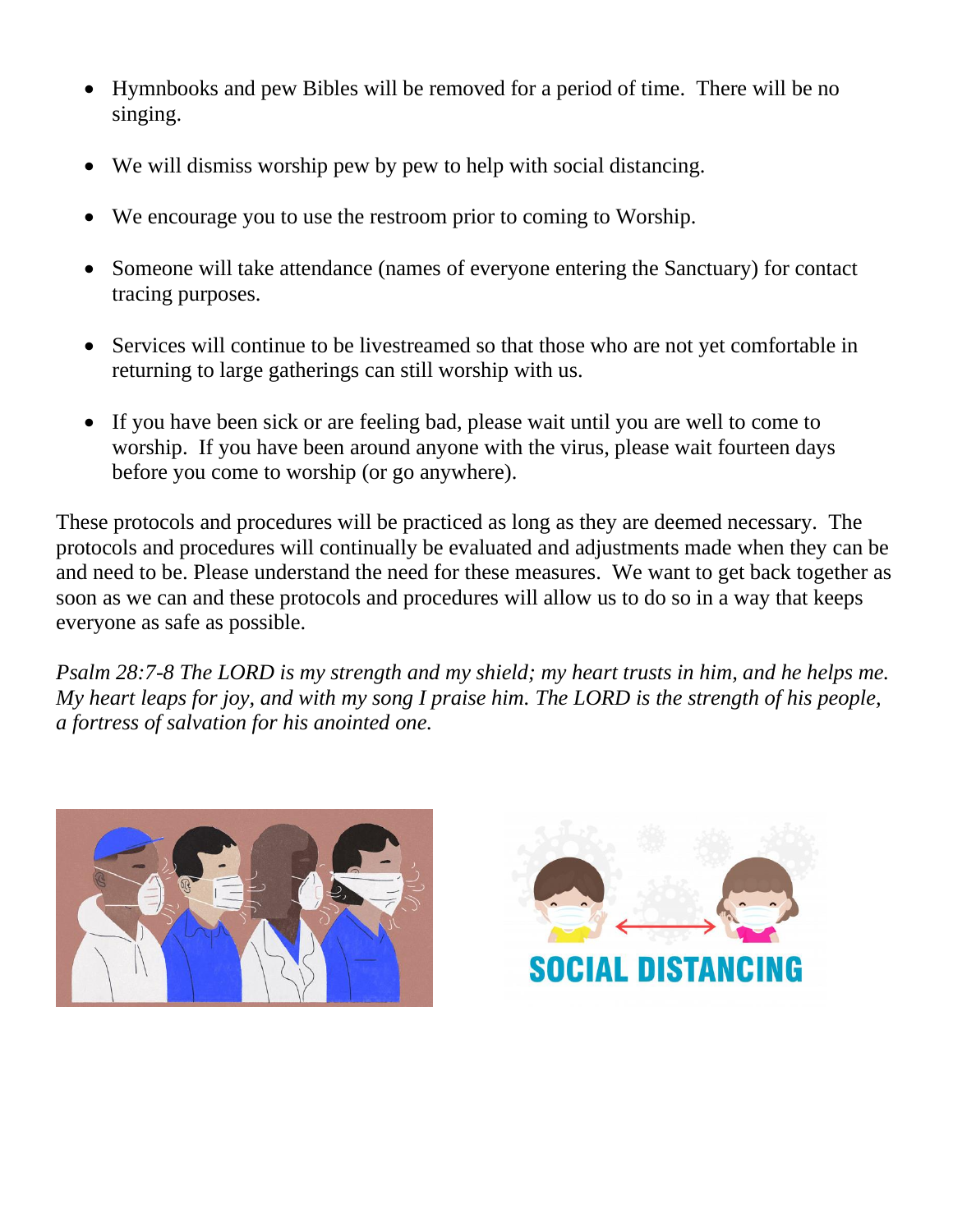- Hymnbooks and pew Bibles will be removed for a period of time. There will be no singing.
- We will dismiss worship pew by pew to help with social distancing.
- We encourage you to use the restroom prior to coming to Worship.
- Someone will take attendance (names of everyone entering the Sanctuary) for contact tracing purposes.
- Services will continue to be livestreamed so that those who are not yet comfortable in returning to large gatherings can still worship with us.
- If you have been sick or are feeling bad, please wait until you are well to come to worship. If you have been around anyone with the virus, please wait fourteen days before you come to worship (or go anywhere).

These protocols and procedures will be practiced as long as they are deemed necessary. The protocols and procedures will continually be evaluated and adjustments made when they can be and need to be. Please understand the need for these measures. We want to get back together as soon as we can and these protocols and procedures will allow us to do so in a way that keeps everyone as safe as possible.

*Psalm 28:7-8 The LORD is my strength and my shield; my heart trusts in him, and he helps me. My heart leaps for joy, and with my song I praise him. The LORD is the strength of his people, a fortress of salvation for his anointed one.*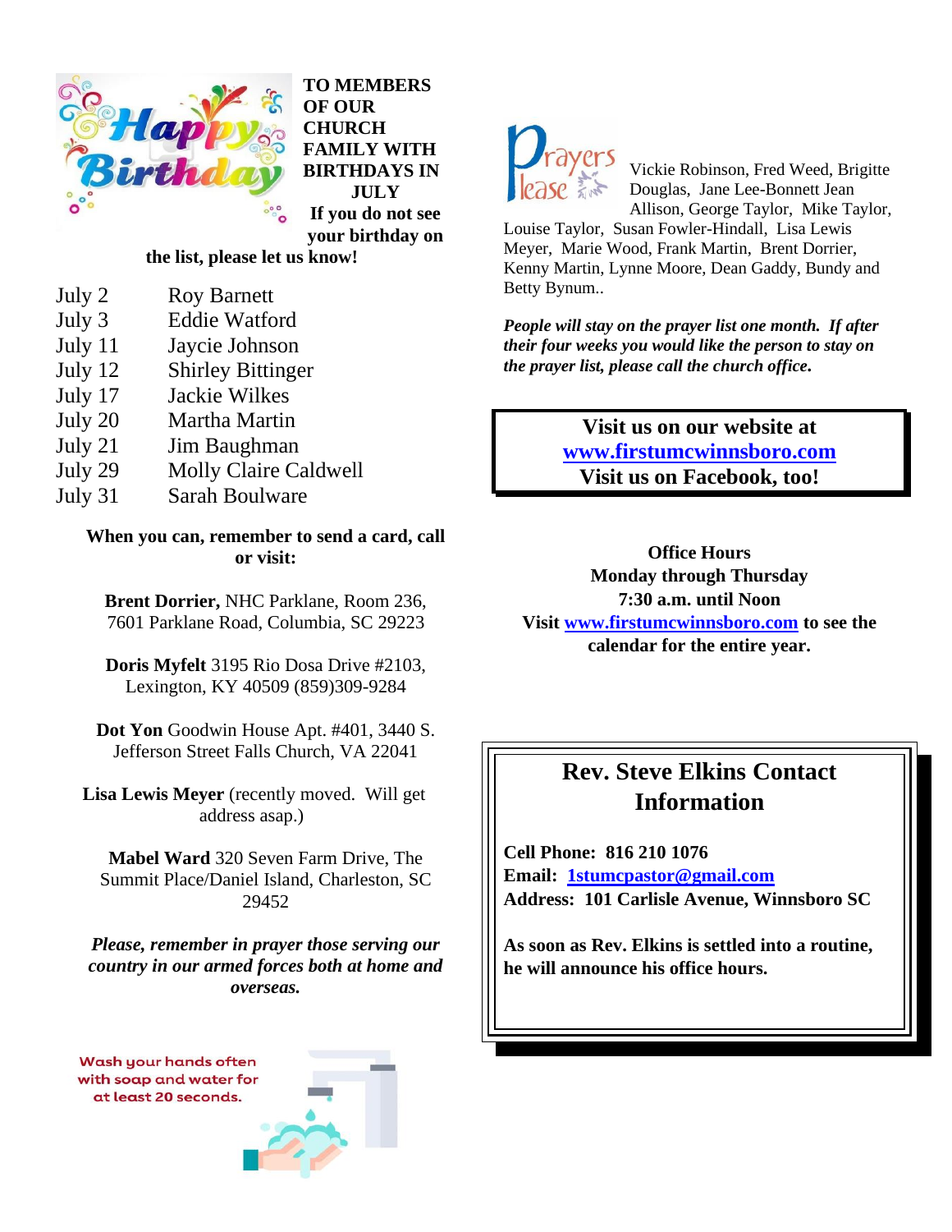**TO MEMBERS OF OUR CHURCH FAMILY WITH BIRTHDAYS IN JULY**

**If you do not see your birthday on the list, please let us know!**

| | |
|---|---|
| July 2 | Roy Barnett |
| July 3 | Eddie Watford |
| July 11 | Jaycie Johnson |
| July 12 | Shirley Bittinger |
| July 17 | Jackie Wilkes |
| July 20 | Martha Martin |
| July 21 | Jim Baughman |
| July 29 | Molly Claire Caldwell |
| July 31 | Sarah Boulware |

**When you can, remember to send a card, call or visit:**

**Brent Dorrier,** NHC Parklane, Room 236, 7601 Parklane Road, Columbia, SC 29223

**Doris Myfelt** 3195 Rio Dosa Drive #2103, Lexington, KY 40509 (859)309-9284

**Dot Yon** Goodwin House Apt. #401, 3440 S. Jefferson Street Falls Church, VA 22041

**Lisa Lewis Meyer** (recently moved. Will get address asap.)

**Mabel Ward** 320 Seven Farm Drive, The Summit Place/Daniel Island, Charleston, SC 29452

***Please, remember in prayer those serving our country in our armed forces both at home and overseas.***

Wash your hands often with soap and water for at least 20 seconds.

**Prayers Please**

Vickie Robinson, Fred Weed, Brigitte Douglas, Jane Lee-Bonnett Jean Allison, George Taylor, Mike Taylor, Louise Taylor, Susan Fowler-Hindall, Lisa Lewis Meyer, Marie Wood, Frank Martin, Brent Dorrier, Kenny Martin, Lynne Moore, Dean Gaddy, Bundy and Betty Bynum..

***People will stay on the prayer list one month. If after their four weeks you would like the person to stay on the prayer list, please call the church office.***

**Visit us on our website at**
**www.firstumcwinnsboro.com**
**Visit us on Facebook, too!**

**Office Hours**
**Monday through Thursday**
**7:30 a.m. until Noon**
**Visit www.firstumcwinnsboro.com to see the calendar for the entire year.**

## Rev. Steve Elkins Contact Information

**Cell Phone: 816 210 1076**
**Email: 1stumcpastor@gmail.com**
**Address: 101 Carlisle Avenue, Winnsboro SC**

**As soon as Rev. Elkins is settled into a routine, he will announce his office hours.**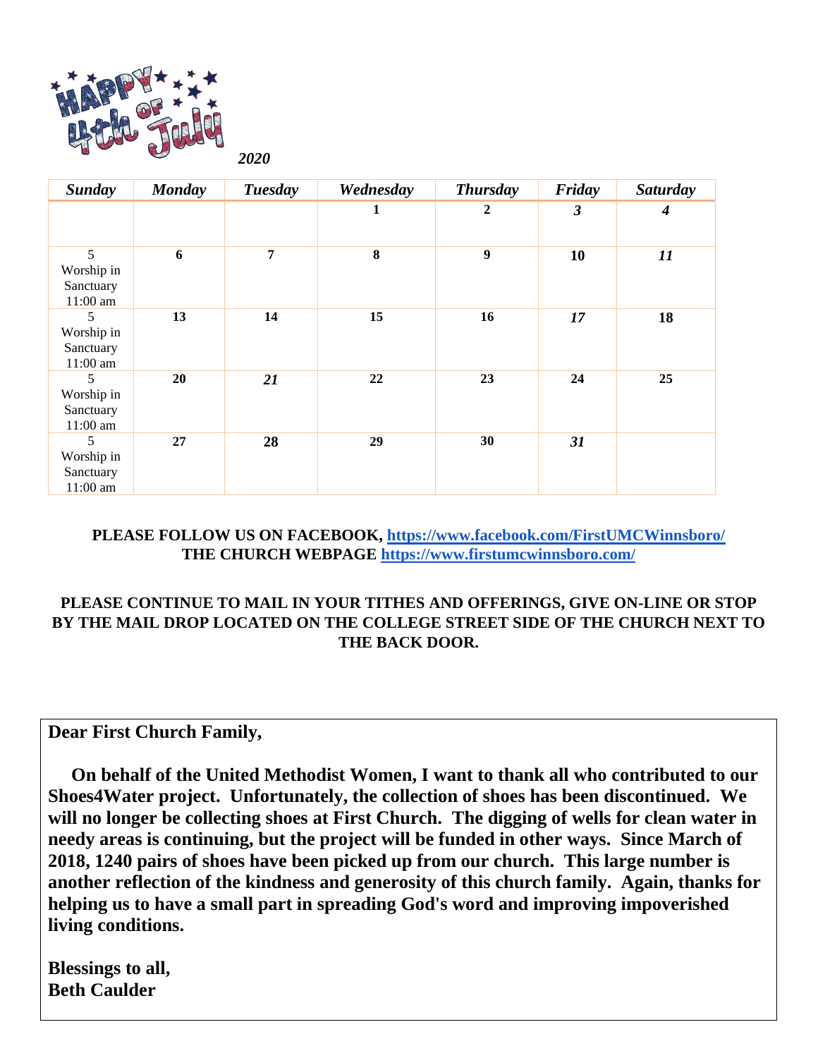HAPPY 4th of July

*2020*

| *Sunday* | *Monday* | *Tuesday* | *Wednesday* | *Thursday* | *Friday* | *Saturday* |
|---|---|---|---|---|---|---|
| | | | **1** | **2** | ***3*** | ***4*** |
| 5 Worship in Sanctuary 11:00 am | **6** | **7** | **8** | **9** | **10** | ***11*** |
| 5 Worship in Sanctuary 11:00 am | **13** | **14** | **15** | **16** | ***17*** | **18** |
| 5 Worship in Sanctuary 11:00 am | **20** | ***21*** | **22** | **23** | **24** | **25** |
| 5 Worship in Sanctuary 11:00 am | **27** | **28** | **29** | **30** | ***31*** | |

**PLEASE FOLLOW US ON FACEBOOK, https://www.facebook.com/FirstUMCWinnsboro/**
**THE CHURCH WEBPAGE https://www.firstumcwinnsboro.com/**

**PLEASE CONTINUE TO MAIL IN YOUR TITHES AND OFFERINGS, GIVE ON-LINE OR STOP BY THE MAIL DROP LOCATED ON THE COLLEGE STREET SIDE OF THE CHURCH NEXT TO THE BACK DOOR.**

**Dear First Church Family,**

**On behalf of the United Methodist Women, I want to thank all who contributed to our Shoes4Water project. Unfortunately, the collection of shoes has been discontinued. We will no longer be collecting shoes at First Church. The digging of wells for clean water in needy areas is continuing, but the project will be funded in other ways. Since March of 2018, 1240 pairs of shoes have been picked up from our church. This large number is another reflection of the kindness and generosity of this church family. Again, thanks for helping us to have a small part in spreading God's word and improving impoverished living conditions.**

**Blessings to all,**
**Beth Caulder**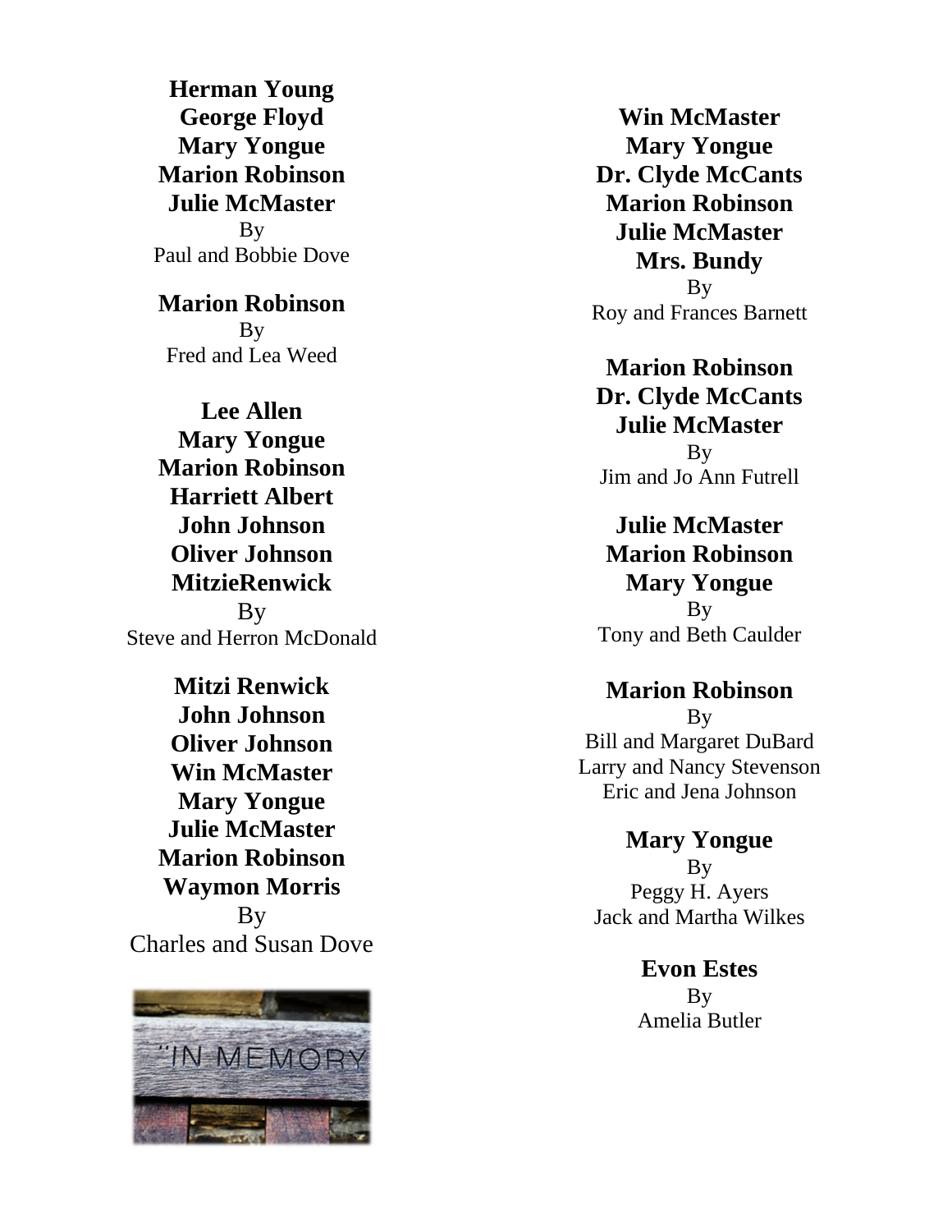**Herman Young**
**George Floyd**
**Mary Yongue**
**Marion Robinson**
**Julie McMaster**
By
Paul and Bobbie Dove

**Marion Robinson**
By
Fred and Lea Weed

**Lee Allen**
**Mary Yongue**
**Marion Robinson**
**Harriett Albert**
**John Johnson**
**Oliver Johnson**
**MitzieRenwick**
By
Steve and Herron McDonald

**Mitzi Renwick**
**John Johnson**
**Oliver Johnson**
**Win McMaster**
**Mary Yongue**
**Julie McMaster**
**Marion Robinson**
**Waymon Morris**
By
Charles and Susan Dove

**Win McMaster**
**Mary Yongue**
**Dr. Clyde McCants**
**Marion Robinson**
**Julie McMaster**
**Mrs. Bundy**
By
Roy and Frances Barnett

**Marion Robinson**
**Dr. Clyde McCants**
**Julie McMaster**
By
Jim and Jo Ann Futrell

**Julie McMaster**
**Marion Robinson**
**Mary Yongue**
By
Tony and Beth Caulder

**Marion Robinson**
By
Bill and Margaret DuBard
Larry and Nancy Stevenson
Eric and Jena Johnson

**Mary Yongue**
By
Peggy H. Ayers
Jack and Martha Wilkes

**Evon Estes**
By
Amelia Butler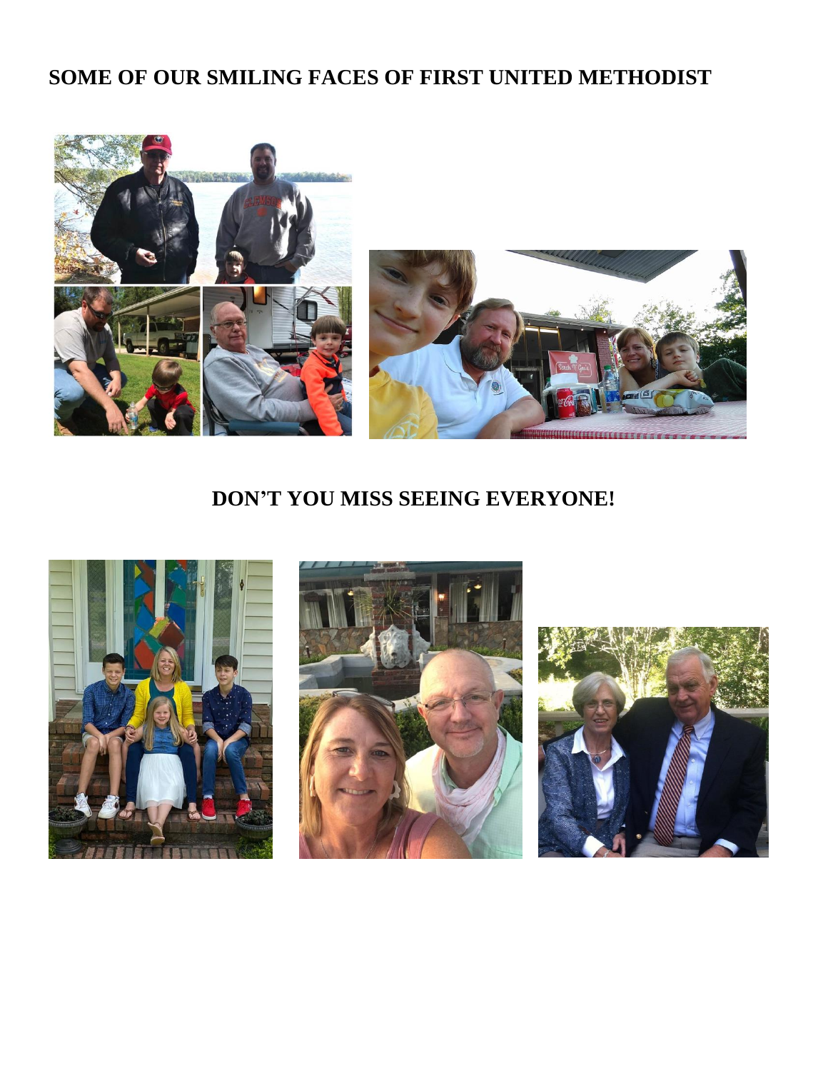## SOME OF OUR SMILING FACES OF FIRST UNITED METHODIST

## DON'T YOU MISS SEEING EVERYONE!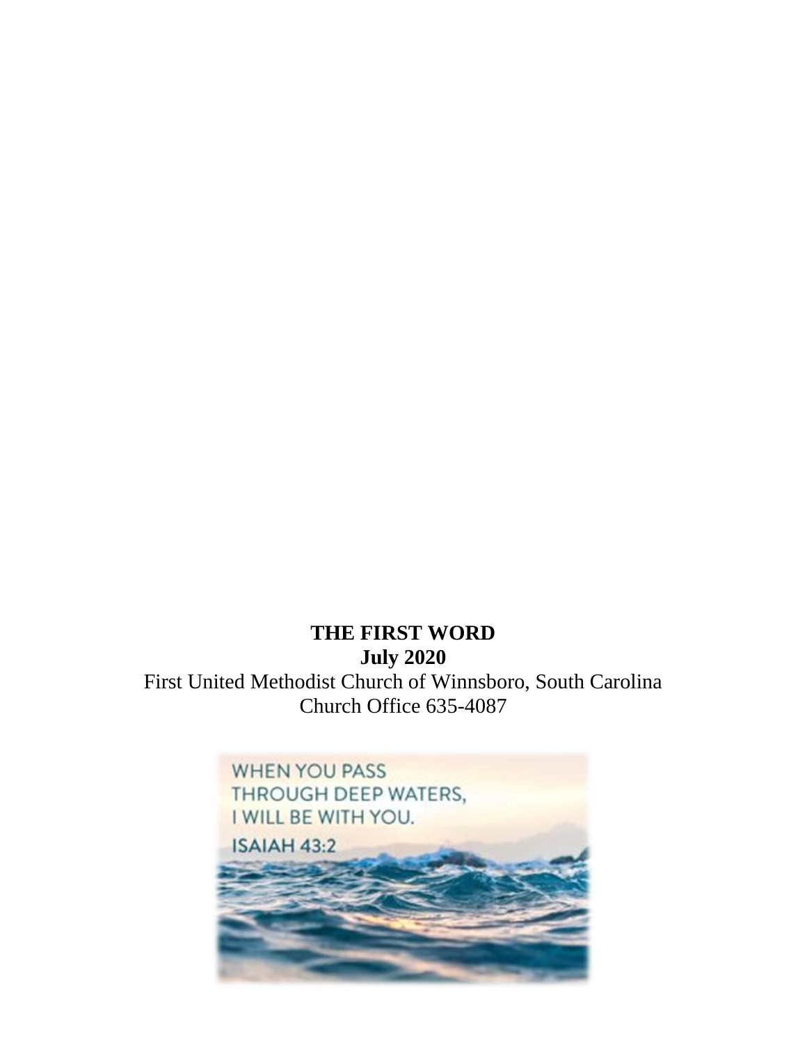**THE FIRST WORD**
**July 2020**

First United Methodist Church of Winnsboro, South Carolina

Church Office 635-4087